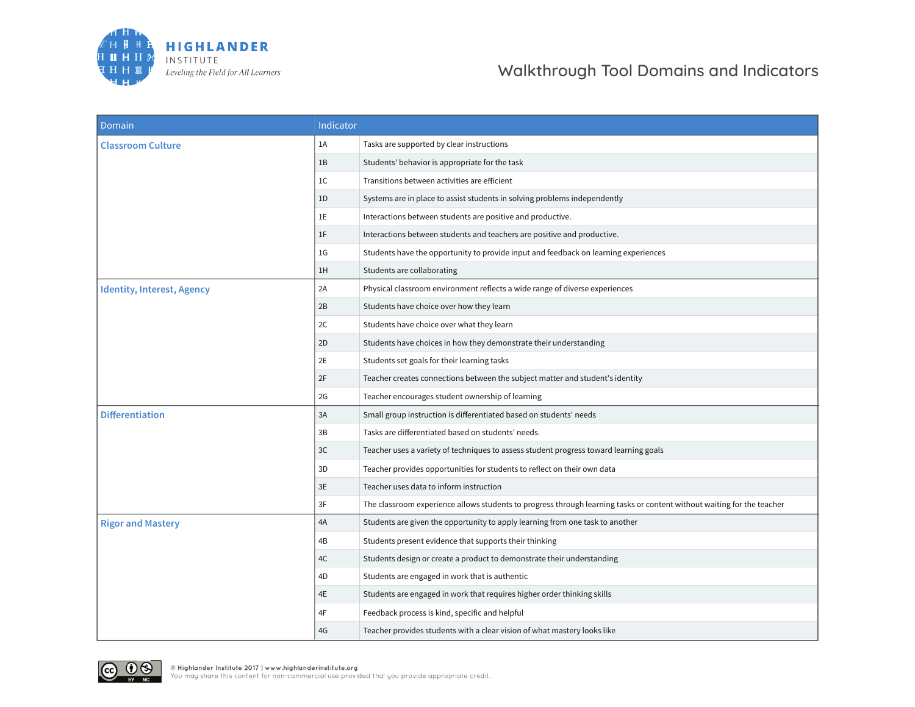HIGHLANDER INSTITUTE

*Leveling the Field for All Learners*

# Walkthrough Tool Domains and Indicators

| Domain | Indicator | |
|---|---|---|
| Classroom Culture | 1A | Tasks are supported by clear instructions |
| | 1B | Students' behavior is appropriate for the task |
| | 1C | Transitions between activities are efficient |
| | 1D | Systems are in place to assist students in solving problems independently |
| | 1E | Interactions between students are positive and productive. |
| | 1F | Interactions between students and teachers are positive and productive. |
| | 1G | Students have the opportunity to provide input and feedback on learning experiences |
| | 1H | Students are collaborating |
| Identity, Interest, Agency | 2A | Physical classroom environment reflects a wide range of diverse experiences |
| | 2B | Students have choice over how they learn |
| | 2C | Students have choice over what they learn |
| | 2D | Students have choices in how they demonstrate their understanding |
| | 2E | Students set goals for their learning tasks |
| | 2F | Teacher creates connections between the subject matter and student's identity |
| | 2G | Teacher encourages student ownership of learning |
| Differentiation | 3A | Small group instruction is differentiated based on students' needs |
| | 3B | Tasks are differentiated based on students' needs. |
| | 3C | Teacher uses a variety of techniques to assess student progress toward learning goals |
| | 3D | Teacher provides opportunities for students to reflect on their own data |
| | 3E | Teacher uses data to inform instruction |
| | 3F | The classroom experience allows students to progress through learning tasks or content without waiting for the teacher |
| Rigor and Mastery | 4A | Students are given the opportunity to apply learning from one task to another |
| | 4B | Students present evidence that supports their thinking |
| | 4C | Students design or create a product to demonstrate their understanding |
| | 4D | Students are engaged in work that is authentic |
| | 4E | Students are engaged in work that requires higher order thinking skills |
| | 4F | Feedback process is kind, specific and helpful |
| | 4G | Teacher provides students with a clear vision of what mastery looks like |

© Highlander Institute 2017 | www.highlanderinstitute.org
You may share this content for non-commercial use provided that you provide appropriate credit.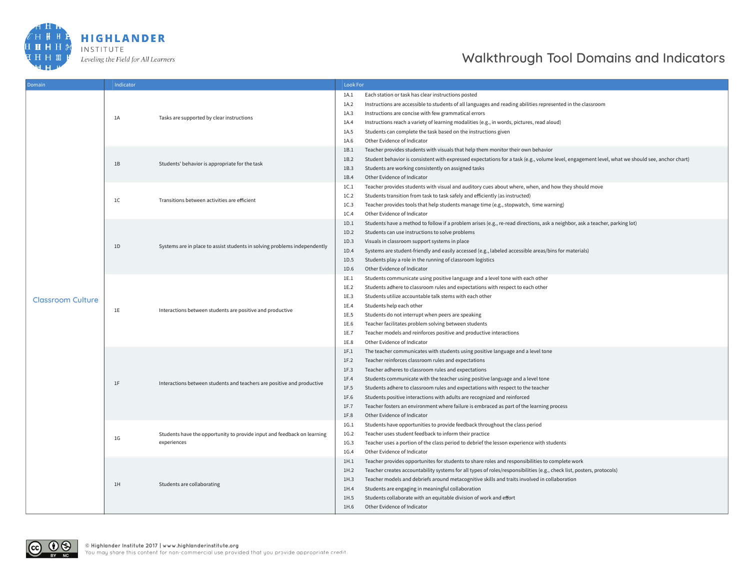HIGHLANDER
INSTITUTE
*Leveling the Field for All Learners*

# Walkthrough Tool Domains and Indicators

| Domain | Indicator | | Look For | |
|---|---|---|---|---|
| Classroom Culture | 1A | Tasks are supported by clear instructions | 1A.1 | Each station or task has clear instructions posted |
| | | | 1A.2 | Instructions are accessible to students of all languages and reading abilities represented in the classroom |
| | | | 1A.3 | Instructions are concise with few grammatical errors |
| | | | 1A.4 | Instructions reach a variety of learning modalities (e.g., in words, pictures, read aloud) |
| | | | 1A.5 | Students can complete the task based on the instructions given |
| | | | 1A.6 | Other Evidence of Indicator |
| | 1B | Students' behavior is appropriate for the task | 1B.1 | Teacher provides students with visuals that help them monitor their own behavior |
| | | | 1B.2 | Student behavior is consistent with expressed expectations for a task (e.g., volume level, engagement level, what we should see, anchor chart) |
| | | | 1B.3 | Students are working consistently on assigned tasks |
| | | | 1B.4 | Other Evidence of Indicator |
| | 1C | Transitions between activities are efficient | 1C.1 | Teacher provides students with visual and auditory cues about where, when, and how they should move |
| | | | 1C.2 | Students transition from task to task safely and efficiently (as instructed) |
| | | | 1C.3 | Teacher provides tools that help students manage time (e.g., stopwatch, time warning) |
| | | | 1C.4 | Other Evidence of Indicator |
| | 1D | Systems are in place to assist students in solving problems independently | 1D.1 | Students have a method to follow if a problem arises (e.g., re-read directions, ask a neighbor, ask a teacher, parking lot) |
| | | | 1D.2 | Students can use instructions to solve problems |
| | | | 1D.3 | Visuals in classroom support systems in place |
| | | | 1D.4 | Systems are student-friendly and easily accessed (e.g., labeled accessible areas/bins for materials) |
| | | | 1D.5 | Students play a role in the running of classroom logistics |
| | | | 1D.6 | Other Evidence of Indicator |
| | 1E | Interactions between students are positive and productive | 1E.1 | Students communicate using positive language and a level tone with each other |
| | | | 1E.2 | Students adhere to classroom rules and expectations with respect to each other |
| | | | 1E.3 | Students utilize accountable talk stems with each other |
| | | | 1E.4 | Students help each other |
| | | | 1E.5 | Students do not interrupt when peers are speaking |
| | | | 1E.6 | Teacher facilitates problem solving between students |
| | | | 1E.7 | Teacher models and reinforces positive and productive interactions |
| | | | 1E.8 | Other Evidence of Indicator |
| | 1F | Interactions between students and teachers are positive and productive | 1F.1 | The teacher communicates with students using positive language and a level tone |
| | | | 1F.2 | Teacher reinforces classroom rules and expectations |
| | | | 1F.3 | Teacher adheres to classroom rules and expectations |
| | | | 1F.4 | Students communicate with the teacher using positive language and a level tone |
| | | | 1F.5 | Students adhere to classroom rules and expectations with respect to the teacher |
| | | | 1F.6 | Students positive interactions with adults are recognized and reinforced |
| | | | 1F.7 | Teacher fosters an environment where failure is embraced as part of the learning process |
| | | | 1F.8 | Other Evidence of Indicator |
| | 1G | Students have the opportunity to provide input and feedback on learning experiences | 1G.1 | Students have opportunities to provide feedback throughout the class period |
| | | | 1G.2 | Teacher uses student feedback to inform their practice |
| | | | 1G.3 | Teacher uses a portion of the class period to debrief the lesson experience with students |
| | | | 1G.4 | Other Evidence of Indicator |
| | 1H | Students are collaborating | 1H.1 | Teacher provides opportunites for students to share roles and responsibilities to complete work |
| | | | 1H.2 | Teacher creates accountability systems for all types of roles/responsibilities (e.g., check list, posters, protocols) |
| | | | 1H.3 | Teacher models and debriefs around metacognitive skills and traits involved in collaboration |
| | | | 1H.4 | Students are engaging in meaningful collaboration |
| | | | 1H.5 | Students collaborate with an equitable division of work and effort |
| | | | 1H.6 | Other Evidence of Indicator |

© Highlander Institute 2017 | www.highlanderinstitute.org
You may share this content for non-commercial use provided that you provide appropriate credit.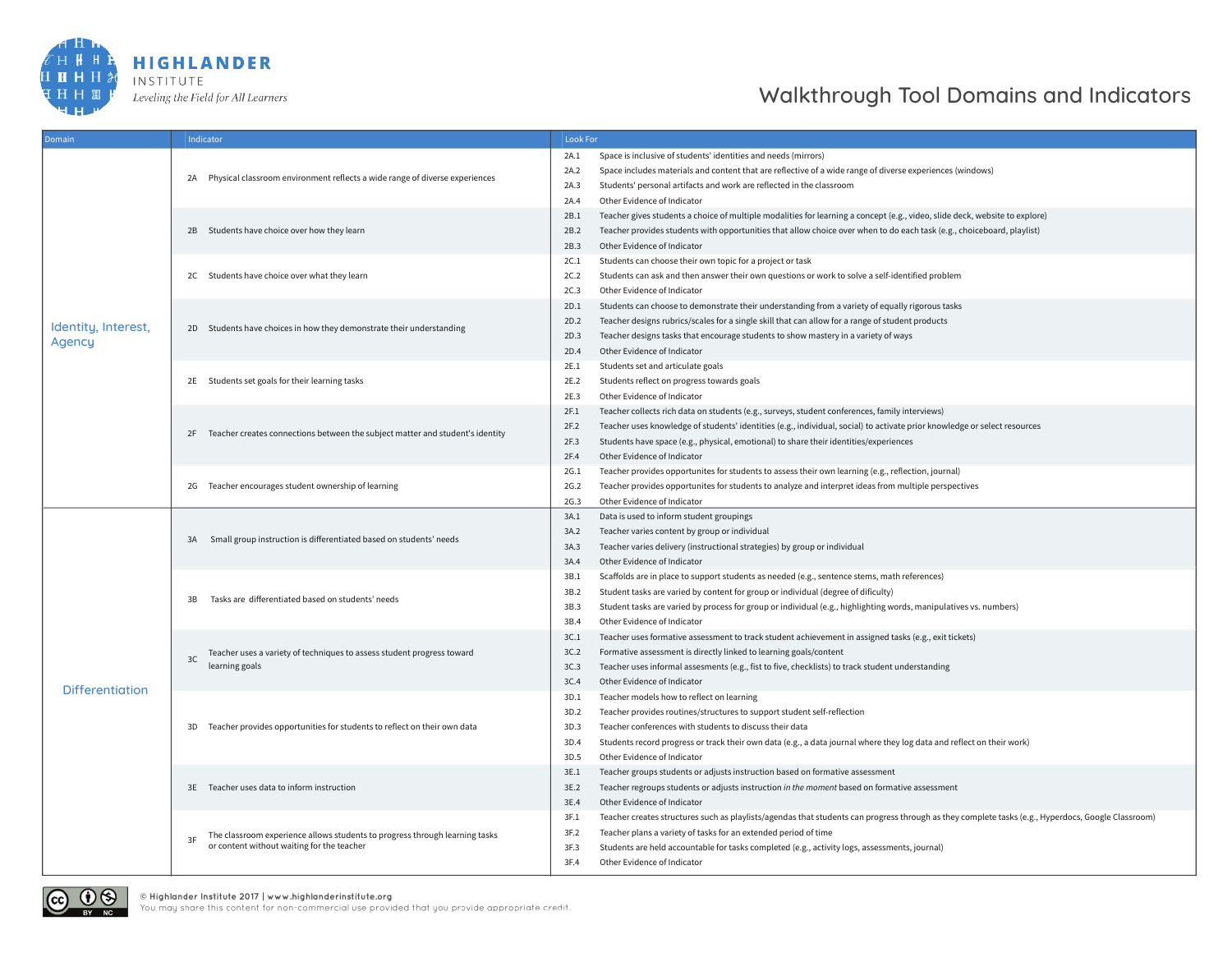**HIGHLANDER INSTITUTE**
*Leveling the Field for All Learners*

# Walkthrough Tool Domains and Indicators

| Domain | Indicator | | Look For | |
|---|---|---|---|---|
| Identity, Interest, Agency | 2A | Physical classroom environment reflects a wide range of diverse experiences | 2A.1 | Space is inclusive of students' identities and needs (mirrors) |
| | | | 2A.2 | Space includes materials and content that are reflective of a wide range of diverse experiences (windows) |
| | | | 2A.3 | Students' personal artifacts and work are reflected in the classroom |
| | | | 2A.4 | Other Evidence of Indicator |
| | 2B | Students have choice over how they learn | 2B.1 | Teacher gives students a choice of multiple modalities for learning a concept (e.g., video, slide deck, website to explore) |
| | | | 2B.2 | Teacher provides students with opportunities that allow choice over when to do each task (e.g., choiceboard, playlist) |
| | | | 2B.3 | Other Evidence of Indicator |
| | 2C | Students have choice over what they learn | 2C.1 | Students can choose their own topic for a project or task |
| | | | 2C.2 | Students can ask and then answer their own questions or work to solve a self-identified problem |
| | | | 2C.3 | Other Evidence of Indicator |
| | 2D | Students have choices in how they demonstrate their understanding | 2D.1 | Students can choose to demonstrate their understanding from a variety of equally rigorous tasks |
| | | | 2D.2 | Teacher designs rubrics/scales for a single skill that can allow for a range of student products |
| | | | 2D.3 | Teacher designs tasks that encourage students to show mastery in a variety of ways |
| | | | 2D.4 | Other Evidence of Indicator |
| | 2E | Students set goals for their learning tasks | 2E.1 | Students set and articulate goals |
| | | | 2E.2 | Students reflect on progress towards goals |
| | | | 2E.3 | Other Evidence of Indicator |
| | 2F | Teacher creates connections between the subject matter and student's identity | 2F.1 | Teacher collects rich data on students (e.g., surveys, student conferences, family interviews) |
| | | | 2F.2 | Teacher uses knowledge of students' identities (e.g., individual, social) to activate prior knowledge or select resources |
| | | | 2F.3 | Students have space (e.g., physical, emotional) to share their identities/experiences |
| | | | 2F.4 | Other Evidence of Indicator |
| | 2G | Teacher encourages student ownership of learning | 2G.1 | Teacher provides opportunites for students to assess their own learning (e.g., reflection, journal) |
| | | | 2G.2 | Teacher provides opportunites for students to analyze and interpret ideas from multiple perspectives |
| | | | 2G.3 | Other Evidence of Indicator |
| Differentiation | 3A | Small group instruction is differentiated based on students' needs | 3A.1 | Data is used to inform student groupings |
| | | | 3A.2 | Teacher varies content by group or individual |
| | | | 3A.3 | Teacher varies delivery (instructional strategies) by group or individual |
| | | | 3A.4 | Other Evidence of Indicator |
| | 3B | Tasks are differentiated based on students' needs | 3B.1 | Scaffolds are in place to support students as needed (e.g., sentence stems, math references) |
| | | | 3B.2 | Student tasks are varied by content for group or individual (degree of difficulty) |
| | | | 3B.3 | Student tasks are varied by process for group or individual (e.g., highlighting words, manipulatives vs. numbers) |
| | | | 3B.4 | Other Evidence of Indicator |
| | 3C | Teacher uses a variety of techniques to assess student progress toward learning goals | 3C.1 | Teacher uses formative assessment to track student achievement in assigned tasks (e.g., exit tickets) |
| | | | 3C.2 | Formative assessment is directly linked to learning goals/content |
| | | | 3C.3 | Teacher uses informal assesments (e.g., fist to five, checklists) to track student understanding |
| | | | 3C.4 | Other Evidence of Indicator |
| | 3D | Teacher provides opportunities for students to reflect on their own data | 3D.1 | Teacher models how to reflect on learning |
| | | | 3D.2 | Teacher provides routines/structures to support student self-reflection |
| | | | 3D.3 | Teacher conferences with students to discuss their data |
| | | | 3D.4 | Students record progress or track their own data (e.g., a data journal where they log data and reflect on their work) |
| | | | 3D.5 | Other Evidence of Indicator |
| | 3E | Teacher uses data to inform instruction | 3E.1 | Teacher groups students or adjusts instruction based on formative assessment |
| | | | 3E.2 | Teacher regroups students or adjusts instruction *in the moment* based on formative assessment |
| | | | 3E.4 | Other Evidence of Indicator |
| | 3F | The classroom experience allows students to progress through learning tasks or content without waiting for the teacher | 3F.1 | Teacher creates structures such as playlists/agendas that students can progress through as they complete tasks (e.g., Hyperdocs, Google Classroom) |
| | | | 3F.2 | Teacher plans a variety of tasks for an extended period of time |
| | | | 3F.3 | Students are held accountable for tasks completed (e.g., activity logs, assessments, journal) |
| | | | 3F.4 | Other Evidence of Indicator |

© Highlander Institute 2017 | www.highlanderinstitute.org
You may share this content for non-commercial use provided that you provide appropriate credit.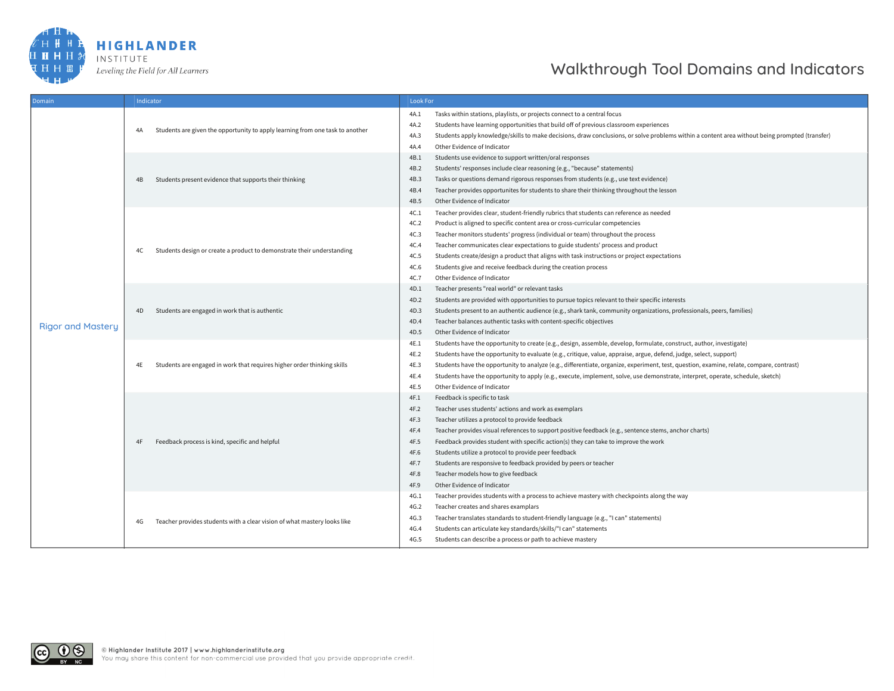HIGHLANDER INSTITUTE
*Leveling the Field for All Learners*

# Walkthrough Tool Domains and Indicators

| Domain | Indicator | | Look For | |
|---|---|---|---|---|
| Rigor and Mastery | 4A | Students are given the opportunity to apply learning from one task to another | 4A.1 | Tasks within stations, playlists, or projects connect to a central focus |
| | | | 4A.2 | Students have learning opportunities that build off of previous classroom experiences |
| | | | 4A.3 | Students apply knowledge/skills to make decisions, draw conclusions, or solve problems within a content area without being prompted (transfer) |
| | | | 4A.4 | Other Evidence of Indicator |
| | 4B | Students present evidence that supports their thinking | 4B.1 | Students use evidence to support written/oral responses |
| | | | 4B.2 | Students' responses include clear reasoning (e.g., "because" statements) |
| | | | 4B.3 | Tasks or questions demand rigorous responses from students (e.g., use text evidence) |
| | | | 4B.4 | Teacher provides opportunites for students to share their thinking throughout the lesson |
| | | | 4B.5 | Other Evidence of Indicator |
| | 4C | Students design or create a product to demonstrate their understanding | 4C.1 | Teacher provides clear, student-friendly rubrics that students can reference as needed |
| | | | 4C.2 | Product is aligned to specific content area or cross-curricular competencies |
| | | | 4C.3 | Teacher monitors students' progress (individual or team) throughout the process |
| | | | 4C.4 | Teacher communicates clear expectations to guide students' process and product |
| | | | 4C.5 | Students create/design a product that aligns with task instructions or project expectations |
| | | | 4C.6 | Students give and receive feedback during the creation process |
| | | | 4C.7 | Other Evidence of Indicator |
| | 4D | Students are engaged in work that is authentic | 4D.1 | Teacher presents "real world" or relevant tasks |
| | | | 4D.2 | Students are provided with opportunities to pursue topics relevant to their specific interests |
| | | | 4D.3 | Students present to an authentic audience (e.g., shark tank, community organizations, professionals, peers, families) |
| | | | 4D.4 | Teacher balances authentic tasks with content-specific objectives |
| | | | 4D.5 | Other Evidence of Indicator |
| | 4E | Students are engaged in work that requires higher order thinking skills | 4E.1 | Students have the opportunity to create (e.g., design, assemble, develop, formulate, construct, author, investigate) |
| | | | 4E.2 | Students have the opportunity to evaluate (e.g., critique, value, appraise, argue, defend, judge, select, support) |
| | | | 4E.3 | Students have the opportunity to analyze (e.g., differentiate, organize, experiment, test, question, examine, relate, compare, contrast) |
| | | | 4E.4 | Students have the opportunity to apply (e.g., execute, implement, solve, use demonstrate, interpret, operate, schedule, sketch) |
| | | | 4E.5 | Other Evidence of Indicator |
| | 4F | Feedback process is kind, specific and helpful | 4F.1 | Feedback is specific to task |
| | | | 4F.2 | Teacher uses students' actions and work as exemplars |
| | | | 4F.3 | Teacher utilizes a protocol to provide feedback |
| | | | 4F.4 | Teacher provides visual references to support positive feedback (e.g., sentence stems, anchor charts) |
| | | | 4F.5 | Feedback provides student with specific action(s) they can take to improve the work |
| | | | 4F.6 | Students utilize a protocol to provide peer feedback |
| | | | 4F.7 | Students are responsive to feedback provided by peers or teacher |
| | | | 4F.8 | Teacher models how to give feedback |
| | | | 4F.9 | Other Evidence of Indicator |
| | 4G | Teacher provides students with a clear vision of what mastery looks like | 4G.1 | Teacher provides students with a process to achieve mastery with checkpoints along the way |
| | | | 4G.2 | Teacher creates and shares examplars |
| | | | 4G.3 | Teacher translates standards to student-friendly language (e.g., "I can" statements) |
| | | | 4G.4 | Students can articulate key standards/skills/"I can" statements |
| | | | 4G.5 | Students can describe a process or path to achieve mastery |

© Highlander Institute 2017 | www.highlanderinstitute.org
You may share this content for non-commercial use provided that you provide appropriate credit.